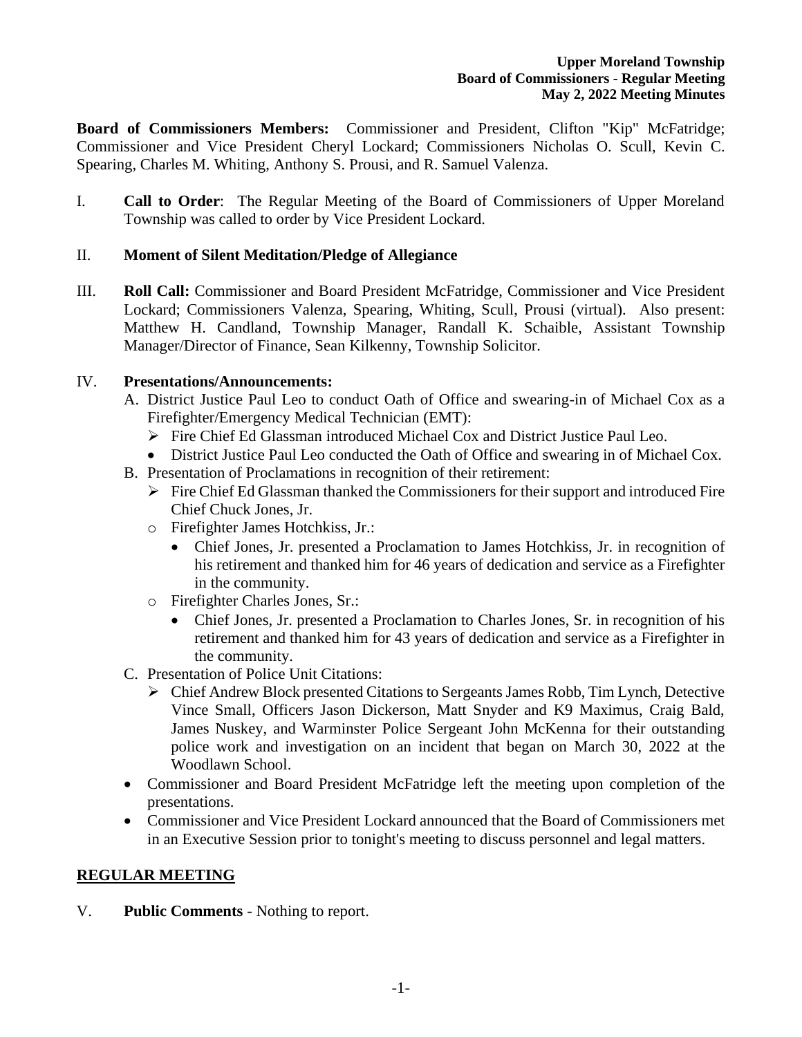**Upper Moreland Township**
**Board of Commissioners - Regular Meeting**
**May 2, 2022 Meeting Minutes**

**Board of Commissioners Members:** Commissioner and President, Clifton "Kip" McFatridge; Commissioner and Vice President Cheryl Lockard; Commissioners Nicholas O. Scull, Kevin C. Spearing, Charles M. Whiting, Anthony S. Prousi, and R. Samuel Valenza.

I. **Call to Order**: The Regular Meeting of the Board of Commissioners of Upper Moreland Township was called to order by Vice President Lockard.

II. **Moment of Silent Meditation/Pledge of Allegiance**

III. **Roll Call:** Commissioner and Board President McFatridge, Commissioner and Vice President Lockard; Commissioners Valenza, Spearing, Whiting, Scull, Prousi (virtual). Also present: Matthew H. Candland, Township Manager, Randall K. Schaible, Assistant Township Manager/Director of Finance, Sean Kilkenny, Township Solicitor.

IV. **Presentations/Announcements:**

A. District Justice Paul Leo to conduct Oath of Office and swearing-in of Michael Cox as a Firefighter/Emergency Medical Technician (EMT):
   - Fire Chief Ed Glassman introduced Michael Cox and District Justice Paul Leo.
   - District Justice Paul Leo conducted the Oath of Office and swearing in of Michael Cox.

B. Presentation of Proclamations in recognition of their retirement:
   - Fire Chief Ed Glassman thanked the Commissioners for their support and introduced Fire Chief Chuck Jones, Jr.
   - Firefighter James Hotchkiss, Jr.:
     - Chief Jones, Jr. presented a Proclamation to James Hotchkiss, Jr. in recognition of his retirement and thanked him for 46 years of dedication and service as a Firefighter in the community.
   - Firefighter Charles Jones, Sr.:
     - Chief Jones, Jr. presented a Proclamation to Charles Jones, Sr. in recognition of his retirement and thanked him for 43 years of dedication and service as a Firefighter in the community.

C. Presentation of Police Unit Citations:
   - Chief Andrew Block presented Citations to Sergeants James Robb, Tim Lynch, Detective Vince Small, Officers Jason Dickerson, Matt Snyder and K9 Maximus, Craig Bald, James Nuskey, and Warminster Police Sergeant John McKenna for their outstanding police work and investigation on an incident that began on March 30, 2022 at the Woodlawn School.

- Commissioner and Board President McFatridge left the meeting upon completion of the presentations.
- Commissioner and Vice President Lockard announced that the Board of Commissioners met in an Executive Session prior to tonight's meeting to discuss personnel and legal matters.

## REGULAR MEETING

V. **Public Comments** - Nothing to report.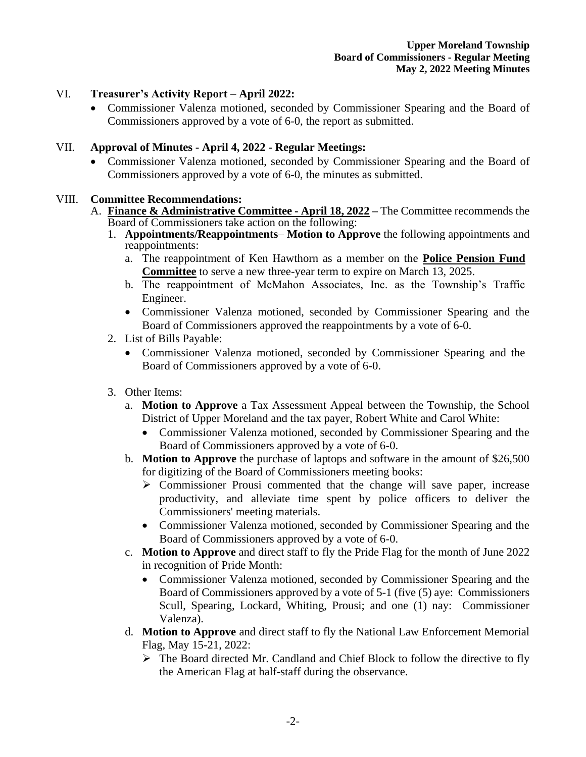## VI. **Treasurer's Activity Report** – **April 2022:**

- Commissioner Valenza motioned, seconded by Commissioner Spearing and the Board of Commissioners approved by a vote of 6-0, the report as submitted.

## VII. **Approval of Minutes - April 4, 2022 - Regular Meetings:**

- Commissioner Valenza motioned, seconded by Commissioner Spearing and the Board of Commissioners approved by a vote of 6-0, the minutes as submitted.

## VIII. **Committee Recommendations:**

A. **Finance & Administrative Committee - April 18, 2022 –** The Committee recommends the Board of Commissioners take action on the following:

1. **Appointments/Reappointments**– **Motion to Approve** the following appointments and reappointments:
   a. The reappointment of Ken Hawthorn as a member on the **Police Pension Fund Committee** to serve a new three-year term to expire on March 13, 2025.
   b. The reappointment of McMahon Associates, Inc. as the Township's Traffic Engineer.
   - Commissioner Valenza motioned, seconded by Commissioner Spearing and the Board of Commissioners approved the reappointments by a vote of 6-0.
2. List of Bills Payable:
   - Commissioner Valenza motioned, seconded by Commissioner Spearing and the Board of Commissioners approved by a vote of 6-0.
3. Other Items:
   a. **Motion to Approve** a Tax Assessment Appeal between the Township, the School District of Upper Moreland and the tax payer, Robert White and Carol White:
      - Commissioner Valenza motioned, seconded by Commissioner Spearing and the Board of Commissioners approved by a vote of 6-0.

   b. **Motion to Approve** the purchase of laptops and software in the amount of $26,500 for digitizing of the Board of Commissioners meeting books:
      - ➢ Commissioner Prousi commented that the change will save paper, increase productivity, and alleviate time spent by police officers to deliver the Commissioners' meeting materials.
      - Commissioner Valenza motioned, seconded by Commissioner Spearing and the Board of Commissioners approved by a vote of 6-0.

   c. **Motion to Approve** and direct staff to fly the Pride Flag for the month of June 2022 in recognition of Pride Month:
      - Commissioner Valenza motioned, seconded by Commissioner Spearing and the Board of Commissioners approved by a vote of 5-1 (five (5) aye: Commissioners Scull, Spearing, Lockard, Whiting, Prousi; and one (1) nay: Commissioner Valenza).

   d. **Motion to Approve** and direct staff to fly the National Law Enforcement Memorial Flag, May 15-21, 2022:
      - ➢ The Board directed Mr. Candland and Chief Block to follow the directive to fly the American Flag at half-staff during the observance.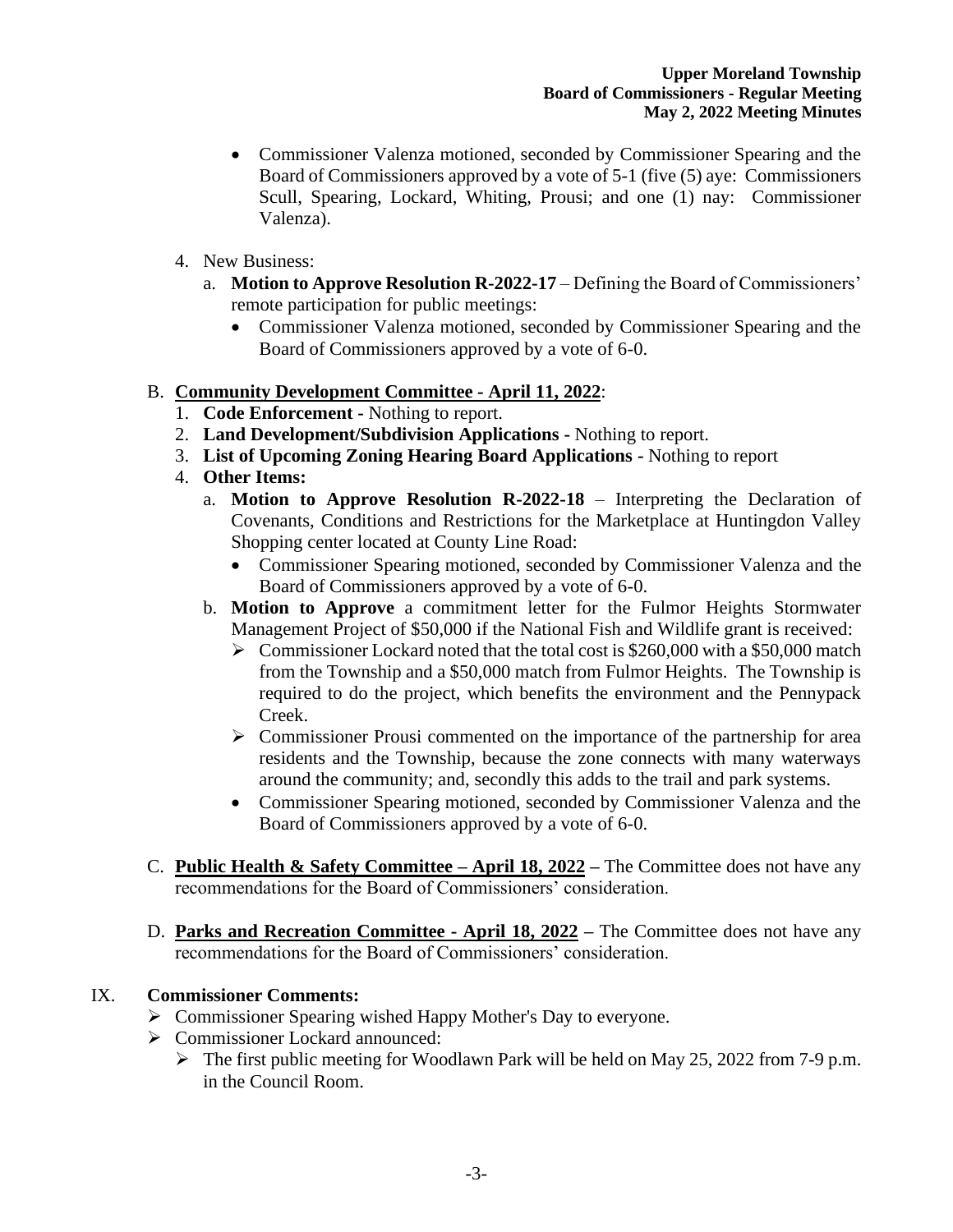- Commissioner Valenza motioned, seconded by Commissioner Spearing and the Board of Commissioners approved by a vote of 5-1 (five (5) aye: Commissioners Scull, Spearing, Lockard, Whiting, Prousi; and one (1) nay: Commissioner Valenza).

4. New Business:
   a. **Motion to Approve Resolution R-2022-17** – Defining the Board of Commissioners' remote participation for public meetings:
      - Commissioner Valenza motioned, seconded by Commissioner Spearing and the Board of Commissioners approved by a vote of 6-0.

B. **Community Development Committee - April 11, 2022**:
   1. **Code Enforcement -** Nothing to report.
   2. **Land Development/Subdivision Applications -** Nothing to report.
   3. **List of Upcoming Zoning Hearing Board Applications -** Nothing to report
   4. **Other Items:**
      a. **Motion to Approve Resolution R-2022-18** – Interpreting the Declaration of Covenants, Conditions and Restrictions for the Marketplace at Huntingdon Valley Shopping center located at County Line Road:
         - Commissioner Spearing motioned, seconded by Commissioner Valenza and the Board of Commissioners approved by a vote of 6-0.

      b. **Motion to Approve** a commitment letter for the Fulmor Heights Stormwater Management Project of $50,000 if the National Fish and Wildlife grant is received:
         - Commissioner Lockard noted that the total cost is $260,000 with a $50,000 match from the Township and a $50,000 match from Fulmor Heights. The Township is required to do the project, which benefits the environment and the Pennypack Creek.
         - Commissioner Prousi commented on the importance of the partnership for area residents and the Township, because the zone connects with many waterways around the community; and, secondly this adds to the trail and park systems.
         - Commissioner Spearing motioned, seconded by Commissioner Valenza and the Board of Commissioners approved by a vote of 6-0.

C. **Public Health & Safety Committee – April 18, 2022 –** The Committee does not have any recommendations for the Board of Commissioners' consideration.

D. **Parks and Recreation Committee - April 18, 2022 –** The Committee does not have any recommendations for the Board of Commissioners' consideration.

## IX. Commissioner Comments:

- Commissioner Spearing wished Happy Mother's Day to everyone.
- Commissioner Lockard announced:
  - The first public meeting for Woodlawn Park will be held on May 25, 2022 from 7-9 p.m. in the Council Room.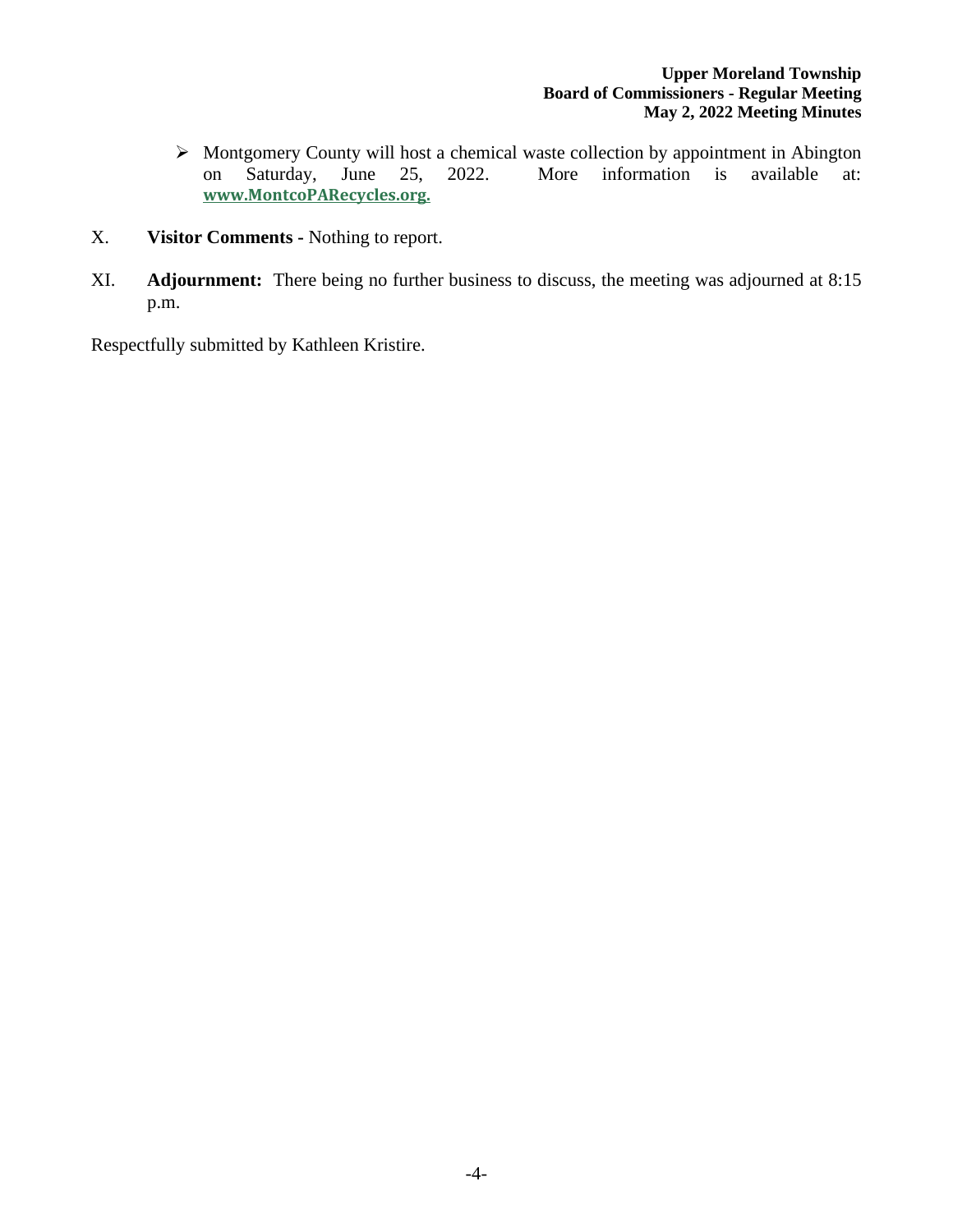- Montgomery County will host a chemical waste collection by appointment in Abington on Saturday, June 25, 2022. More information is available at: **www.MontcoPARecycles.org.**

X. **Visitor Comments** - Nothing to report.

XI. **Adjournment:** There being no further business to discuss, the meeting was adjourned at 8:15 p.m.

Respectfully submitted by Kathleen Kristire.